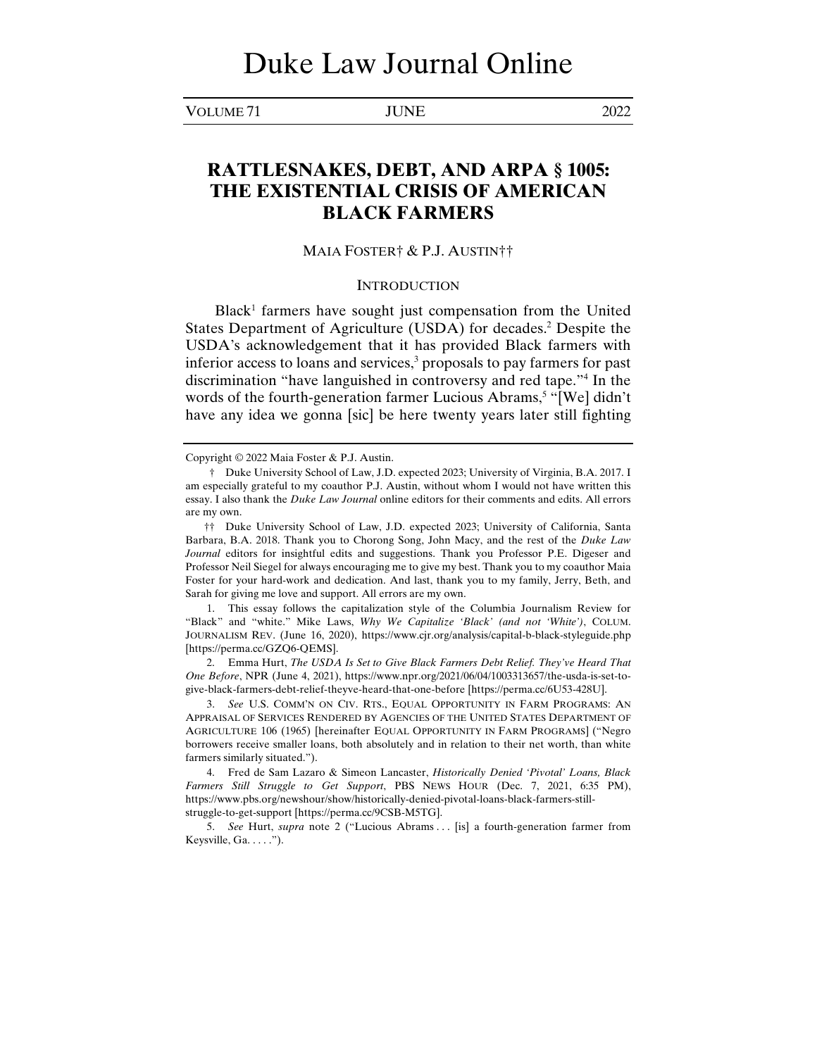# Duke Law Journal Online

VOLUME 71 JUNE 2022

## RATTLESNAKES, DEBT, AND ARPA § 1005: THE EXISTENTIAL CRISIS OF AMERICAN BLACK FARMERS

MAIA FOSTER† & P.J. AUSTIN††

### INTRODUCTION

Black[1] farmers have sought just compensation from the United States Department of Agriculture (USDA) for decades.[2] Despite the USDA's acknowledgement that it has provided Black farmers with inferior access to loans and services,[3] proposals to pay farmers for past discrimination "have languished in controversy and red tape."[4] In the words of the fourth-generation farmer Lucious Abrams,[5] "[We] didn't have any idea we gonna [sic] be here twenty years later still fighting

---

Copyright © 2022 Maia Foster & P.J. Austin.

† Duke University School of Law, J.D. expected 2023; University of Virginia, B.A. 2017. I am especially grateful to my coauthor P.J. Austin, without whom I would not have written this essay. I also thank the *Duke Law Journal* online editors for their comments and edits. All errors are my own.

†† Duke University School of Law, J.D. expected 2023; University of California, Santa Barbara, B.A. 2018. Thank you to Chorong Song, John Macy, and the rest of the *Duke Law Journal* editors for insightful edits and suggestions. Thank you Professor P.E. Digeser and Professor Neil Siegel for always encouraging me to give my best. Thank you to my coauthor Maia Foster for your hard-work and dedication. And last, thank you to my family, Jerry, Beth, and Sarah for giving me love and support. All errors are my own.

1. This essay follows the capitalization style of the Columbia Journalism Review for "Black" and "white." Mike Laws, *Why We Capitalize 'Black' (and not 'White')*, COLUM. JOURNALISM REV. (June 16, 2020), https://www.cjr.org/analysis/capital-b-black-styleguide.php [https://perma.cc/GZQ6-QEMS].

2. Emma Hurt, *The USDA Is Set to Give Black Farmers Debt Relief. They've Heard That One Before*, NPR (June 4, 2021), https://www.npr.org/2021/06/04/1003313657/the-usda-is-set-to-give-black-farmers-debt-relief-theyve-heard-that-one-before [https://perma.cc/6U53-428U].

3. *See* U.S. COMM'N ON CIV. RTS., EQUAL OPPORTUNITY IN FARM PROGRAMS: AN APPRAISAL OF SERVICES RENDERED BY AGENCIES OF THE UNITED STATES DEPARTMENT OF AGRICULTURE 106 (1965) [hereinafter EQUAL OPPORTUNITY IN FARM PROGRAMS] ("Negro borrowers receive smaller loans, both absolutely and in relation to their net worth, than white farmers similarly situated.").

4. Fred de Sam Lazaro & Simeon Lancaster, *Historically Denied 'Pivotal' Loans, Black Farmers Still Struggle to Get Support*, PBS NEWS HOUR (Dec. 7, 2021, 6:35 PM), https://www.pbs.org/newshour/show/historically-denied-pivotal-loans-black-farmers-still-struggle-to-get-support [https://perma.cc/9CSB-M5TG].

5. *See* Hurt, *supra* note 2 ("Lucious Abrams . . . [is] a fourth-generation farmer from Keysville, Ga. . . . .").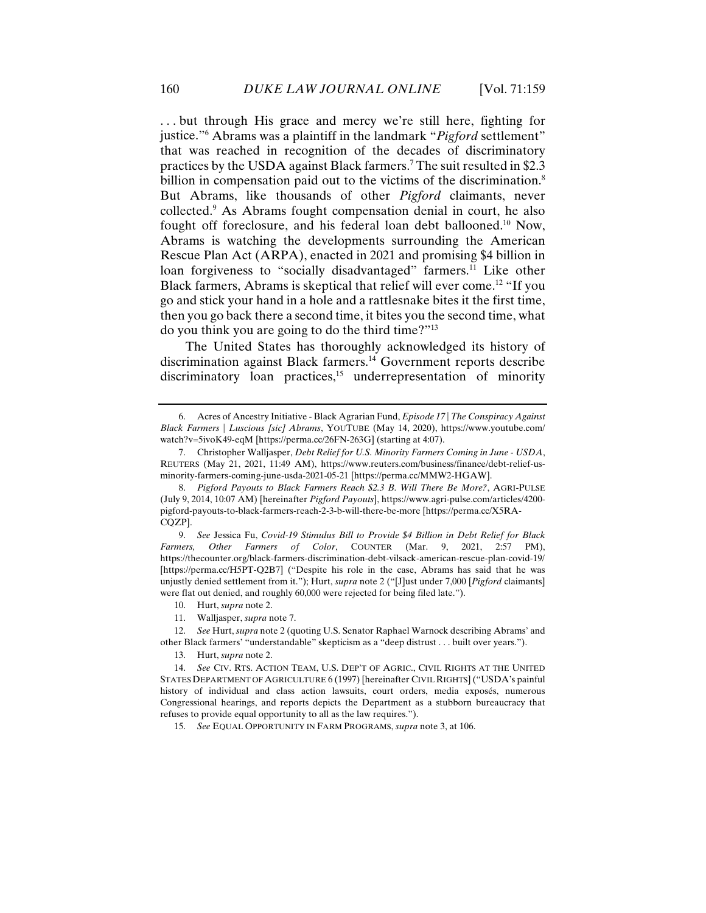. . . but through His grace and mercy we're still here, fighting for justice."[6] Abrams was a plaintiff in the landmark "*Pigford* settlement" that was reached in recognition of the decades of discriminatory practices by the USDA against Black farmers.[7] The suit resulted in $2.3 billion in compensation paid out to the victims of the discrimination.[8] But Abrams, like thousands of other *Pigford* claimants, never collected.[9] As Abrams fought compensation denial in court, he also fought off foreclosure, and his federal loan debt ballooned.[10] Now, Abrams is watching the developments surrounding the American Rescue Plan Act (ARPA), enacted in 2021 and promising $4 billion in loan forgiveness to "socially disadvantaged" farmers.[11] Like other Black farmers, Abrams is skeptical that relief will ever come.[12] "If you go and stick your hand in a hole and a rattlesnake bites it the first time, then you go back there a second time, it bites you the second time, what do you think you are going to do the third time?"[13]

The United States has thoroughly acknowledged its history of discrimination against Black farmers.[14] Government reports describe discriminatory loan practices,[15] underrepresentation of minority

---

6. Acres of Ancestry Initiative - Black Agrarian Fund, *Episode 17 | The Conspiracy Against Black Farmers | Luscious [sic] Abrams*, YOUTUBE (May 14, 2020), https://www.youtube.com/watch?v=5ivoK49-eqM [https://perma.cc/26FN-263G] (starting at 4:07).

7. Christopher Walljasper, *Debt Relief for U.S. Minority Farmers Coming in June - USDA*, REUTERS (May 21, 2021, 11:49 AM), https://www.reuters.com/business/finance/debt-relief-us-minority-farmers-coming-june-usda-2021-05-21 [https://perma.cc/MMW2-HGAW].

8. *Pigford Payouts to Black Farmers Reach $2.3 B. Will There Be More?*, AGRI-PULSE (July 9, 2014, 10:07 AM) [hereinafter *Pigford Payouts*], https://www.agri-pulse.com/articles/4200-pigford-payouts-to-black-farmers-reach-2-3-b-will-there-be-more [https://perma.cc/X5RA-CQZP].

9. *See* Jessica Fu, *Covid-19 Stimulus Bill to Provide $4 Billion in Debt Relief for Black Farmers, Other Farmers of Color*, COUNTER (Mar. 9, 2021, 2:57 PM), https://thecounter.org/black-farmers-discrimination-debt-vilsack-american-rescue-plan-covid-19/ [https://perma.cc/H5PT-Q2B7] ("Despite his role in the case, Abrams has said that he was unjustly denied settlement from it."); Hurt, *supra* note 2 ("[J]ust under 7,000 [*Pigford* claimants] were flat out denied, and roughly 60,000 were rejected for being filed late.").

10. Hurt, *supra* note 2.

11. Walljasper, *supra* note 7.

12. *See* Hurt, *supra* note 2 (quoting U.S. Senator Raphael Warnock describing Abrams' and other Black farmers' "understandable" skepticism as a "deep distrust . . . built over years.").

13. Hurt, *supra* note 2.

14. *See* CIV. RTS. ACTION TEAM, U.S. DEP'T OF AGRIC., CIVIL RIGHTS AT THE UNITED STATES DEPARTMENT OF AGRICULTURE 6 (1997) [hereinafter CIVIL RIGHTS] ("USDA's painful history of individual and class action lawsuits, court orders, media exposés, numerous Congressional hearings, and reports depicts the Department as a stubborn bureaucracy that refuses to provide equal opportunity to all as the law requires.").

15. *See* EQUAL OPPORTUNITY IN FARM PROGRAMS, *supra* note 3, at 106.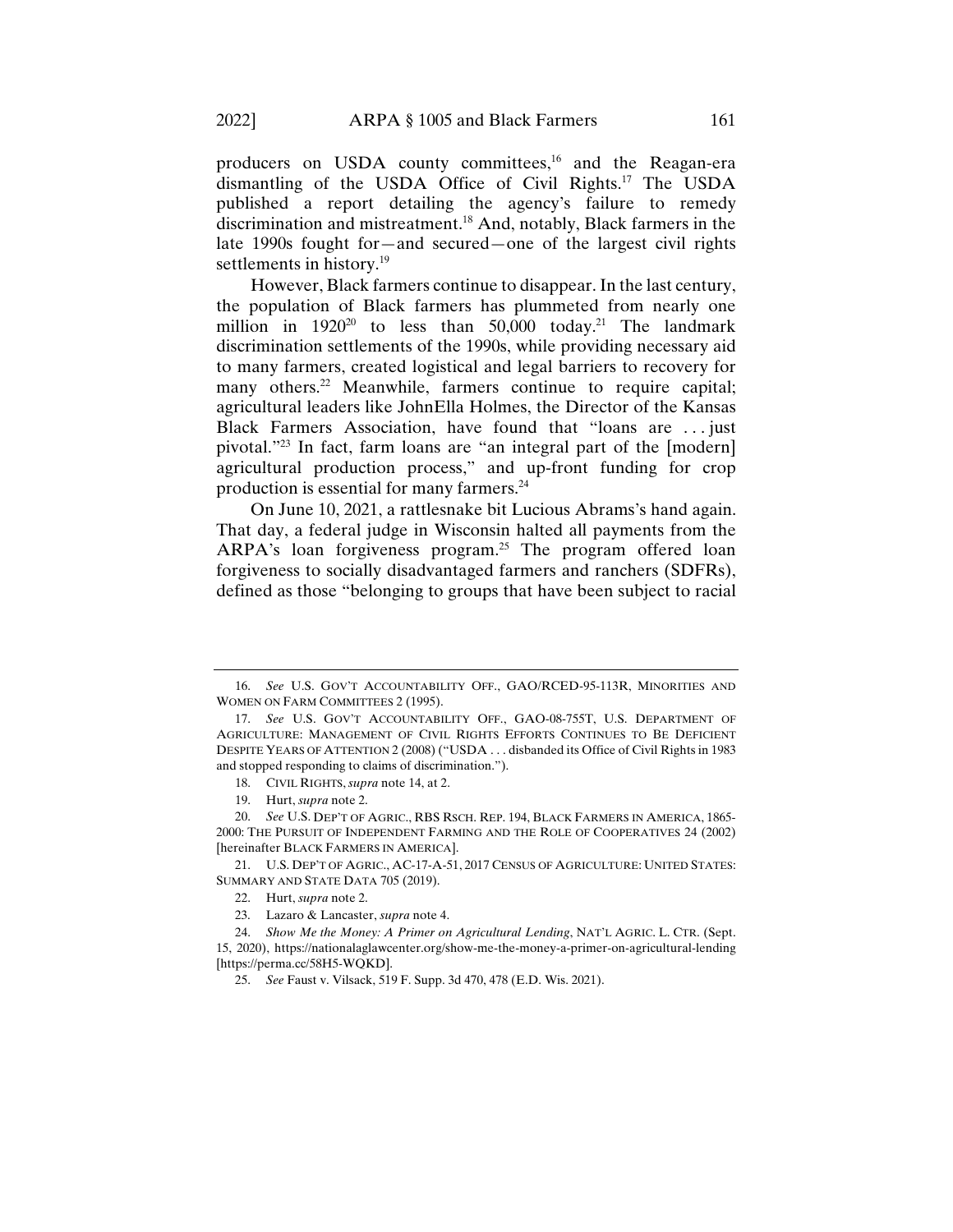producers on USDA county committees,[16] and the Reagan-era dismantling of the USDA Office of Civil Rights.[17] The USDA published a report detailing the agency's failure to remedy discrimination and mistreatment.[18] And, notably, Black farmers in the late 1990s fought for—and secured—one of the largest civil rights settlements in history.[19]

However, Black farmers continue to disappear. In the last century, the population of Black farmers has plummeted from nearly one million in 1920[20] to less than 50,000 today.[21] The landmark discrimination settlements of the 1990s, while providing necessary aid to many farmers, created logistical and legal barriers to recovery for many others.[22] Meanwhile, farmers continue to require capital; agricultural leaders like JohnElla Holmes, the Director of the Kansas Black Farmers Association, have found that "loans are . . . just pivotal."[23] In fact, farm loans are "an integral part of the [modern] agricultural production process," and up-front funding for crop production is essential for many farmers.[24]

On June 10, 2021, a rattlesnake bit Lucious Abrams's hand again. That day, a federal judge in Wisconsin halted all payments from the ARPA's loan forgiveness program.[25] The program offered loan forgiveness to socially disadvantaged farmers and ranchers (SDFRs), defined as those "belonging to groups that have been subject to racial

---

16. *See* U.S. GOV'T ACCOUNTABILITY OFF., GAO/RCED-95-113R, MINORITIES AND WOMEN ON FARM COMMITTEES 2 (1995).

17. *See* U.S. GOV'T ACCOUNTABILITY OFF., GAO-08-755T, U.S. DEPARTMENT OF AGRICULTURE: MANAGEMENT OF CIVIL RIGHTS EFFORTS CONTINUES TO BE DEFICIENT DESPITE YEARS OF ATTENTION 2 (2008) ("USDA . . . disbanded its Office of Civil Rights in 1983 and stopped responding to claims of discrimination.").

18. CIVIL RIGHTS, *supra* note 14, at 2.

19. Hurt, *supra* note 2.

20. *See* U.S. DEP'T OF AGRIC., RBS RSCH. REP. 194, BLACK FARMERS IN AMERICA, 1865-2000: THE PURSUIT OF INDEPENDENT FARMING AND THE ROLE OF COOPERATIVES 24 (2002) [hereinafter BLACK FARMERS IN AMERICA].

21. U.S. DEP'T OF AGRIC., AC-17-A-51, 2017 CENSUS OF AGRICULTURE: UNITED STATES: SUMMARY AND STATE DATA 705 (2019).

22. Hurt, *supra* note 2.

23. Lazaro & Lancaster, *supra* note 4.

24. *Show Me the Money: A Primer on Agricultural Lending*, NAT'L AGRIC. L. CTR. (Sept. 15, 2020), https://nationalaglawcenter.org/show-me-the-money-a-primer-on-agricultural-lending [https://perma.cc/58H5-WQKD].

25. *See* Faust v. Vilsack, 519 F. Supp. 3d 470, 478 (E.D. Wis. 2021).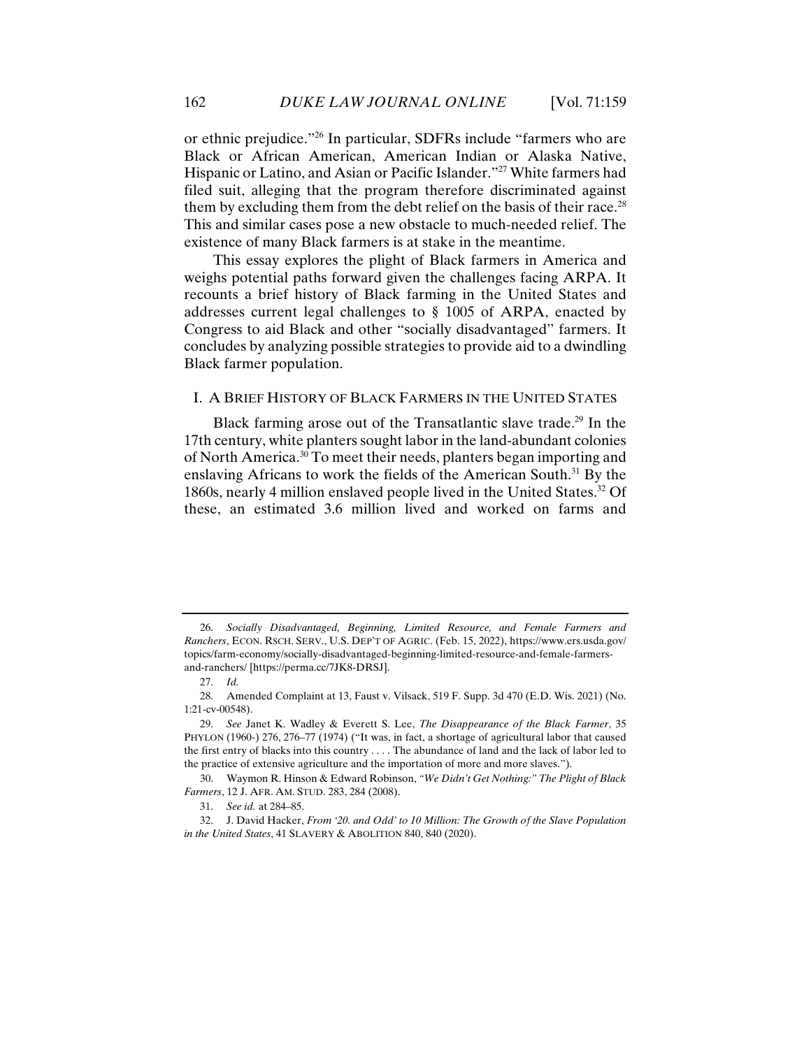or ethnic prejudice."[26] In particular, SDFRs include "farmers who are Black or African American, American Indian or Alaska Native, Hispanic or Latino, and Asian or Pacific Islander."[27] White farmers had filed suit, alleging that the program therefore discriminated against them by excluding them from the debt relief on the basis of their race.[28] This and similar cases pose a new obstacle to much-needed relief. The existence of many Black farmers is at stake in the meantime.

This essay explores the plight of Black farmers in America and weighs potential paths forward given the challenges facing ARPA. It recounts a brief history of Black farming in the United States and addresses current legal challenges to § 1005 of ARPA, enacted by Congress to aid Black and other "socially disadvantaged" farmers. It concludes by analyzing possible strategies to provide aid to a dwindling Black farmer population.

## I. A Brief History of Black Farmers in the United States

Black farming arose out of the Transatlantic slave trade.[29] In the 17th century, white planters sought labor in the land-abundant colonies of North America.[30] To meet their needs, planters began importing and enslaving Africans to work the fields of the American South.[31] By the 1860s, nearly 4 million enslaved people lived in the United States.[32] Of these, an estimated 3.6 million lived and worked on farms and

---

26. *Socially Disadvantaged, Beginning, Limited Resource, and Female Farmers and Ranchers*, ECON. RSCH. SERV., U.S. DEP'T OF AGRIC. (Feb. 15, 2022), https://www.ers.usda.gov/topics/farm-economy/socially-disadvantaged-beginning-limited-resource-and-female-farmers-and-ranchers/ [https://perma.cc/7JK8-DRSJ].

27. *Id.*

28. Amended Complaint at 13, Faust v. Vilsack, 519 F. Supp. 3d 470 (E.D. Wis. 2021) (No. 1:21-cv-00548).

29. *See* Janet K. Wadley & Everett S. Lee, *The Disappearance of the Black Farmer*, 35 PHYLON (1960-) 276, 276–77 (1974) ("It was, in fact, a shortage of agricultural labor that caused the first entry of blacks into this country . . . . The abundance of land and the lack of labor led to the practice of extensive agriculture and the importation of more and more slaves.").

30. Waymon R. Hinson & Edward Robinson, *"We Didn't Get Nothing:" The Plight of Black Farmers*, 12 J. AFR. AM. STUD. 283, 284 (2008).

31. *See id.* at 284–85.

32. J. David Hacker, *From '20. and Odd' to 10 Million: The Growth of the Slave Population in the United States*, 41 SLAVERY & ABOLITION 840, 840 (2020).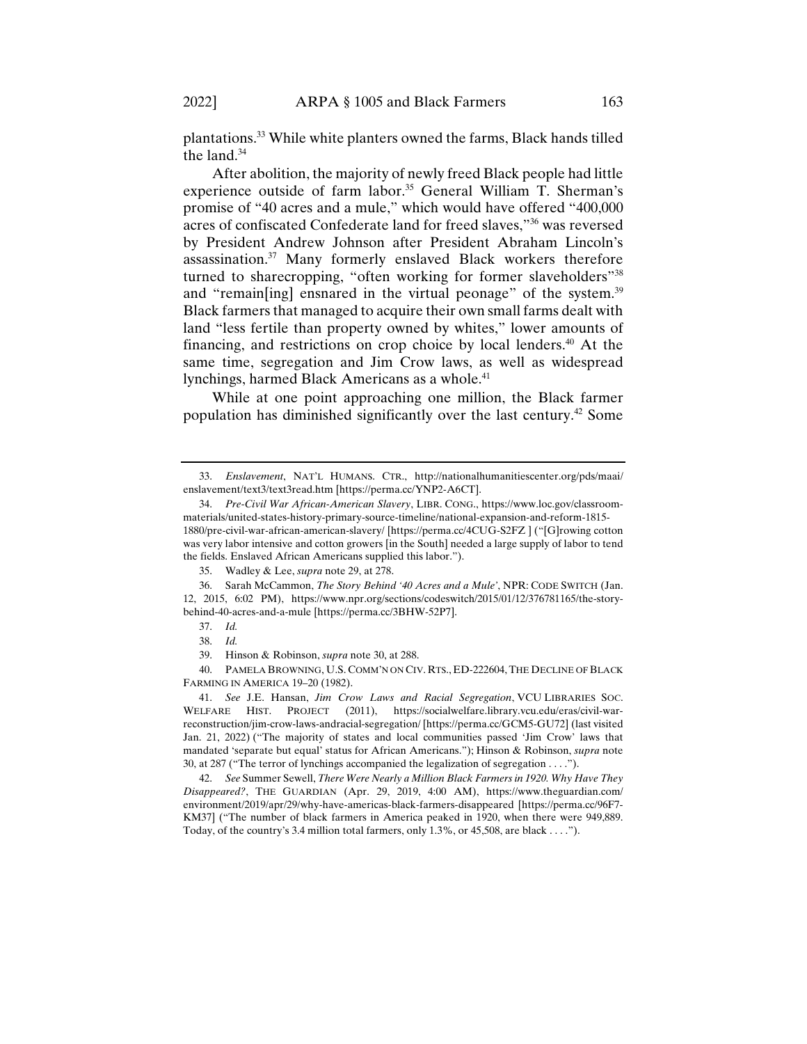plantations.[33] While white planters owned the farms, Black hands tilled the land.[34]

After abolition, the majority of newly freed Black people had little experience outside of farm labor.[35] General William T. Sherman's promise of "40 acres and a mule," which would have offered "400,000 acres of confiscated Confederate land for freed slaves,"[36] was reversed by President Andrew Johnson after President Abraham Lincoln's assassination.[37] Many formerly enslaved Black workers therefore turned to sharecropping, "often working for former slaveholders"[38] and "remain[ing] ensnared in the virtual peonage" of the system.[39] Black farmers that managed to acquire their own small farms dealt with land "less fertile than property owned by whites," lower amounts of financing, and restrictions on crop choice by local lenders.[40] At the same time, segregation and Jim Crow laws, as well as widespread lynchings, harmed Black Americans as a whole.[41]

While at one point approaching one million, the Black farmer population has diminished significantly over the last century.[42] Some

---

33. *Enslavement*, NAT'L HUMANS. CTR., http://nationalhumanitiescenter.org/pds/maai/enslavement/text3/text3read.htm [https://perma.cc/YNP2-A6CT].

34. *Pre-Civil War African-American Slavery*, LIBR. CONG., https://www.loc.gov/classroom-materials/united-states-history-primary-source-timeline/national-expansion-and-reform-1815-1880/pre-civil-war-african-american-slavery/ [https://perma.cc/4CUG-S2FZ ] ("[G]rowing cotton was very labor intensive and cotton growers [in the South] needed a large supply of labor to tend the fields. Enslaved African Americans supplied this labor.").

35. Wadley & Lee, *supra* note 29, at 278.

36. Sarah McCammon, *The Story Behind '40 Acres and a Mule'*, NPR: CODE SWITCH (Jan. 12, 2015, 6:02 PM), https://www.npr.org/sections/codeswitch/2015/01/12/376781165/the-story-behind-40-acres-and-a-mule [https://perma.cc/3BHW-52P7].

37. *Id.*

38. *Id.*

39. Hinson & Robinson, *supra* note 30, at 288.

40. PAMELA BROWNING, U.S. COMM'N ON CIV. RTS., ED-222604, THE DECLINE OF BLACK FARMING IN AMERICA 19–20 (1982).

41. *See* J.E. Hansan, *Jim Crow Laws and Racial Segregation*, VCU LIBRARIES SOC. WELFARE HIST. PROJECT (2011), https://socialwelfare.library.vcu.edu/eras/civil-war-reconstruction/jim-crow-laws-andracial-segregation/ [https://perma.cc/GCM5-GU72] (last visited Jan. 21, 2022) ("The majority of states and local communities passed 'Jim Crow' laws that mandated 'separate but equal' status for African Americans."); Hinson & Robinson, *supra* note 30, at 287 ("The terror of lynchings accompanied the legalization of segregation . . . .").

42. *See* Summer Sewell, *There Were Nearly a Million Black Farmers in 1920. Why Have They Disappeared?*, THE GUARDIAN (Apr. 29, 2019, 4:00 AM), https://www.theguardian.com/environment/2019/apr/29/why-have-americas-black-farmers-disappeared [https://perma.cc/96F7-KM37] ("The number of black farmers in America peaked in 1920, when there were 949,889. Today, of the country's 3.4 million total farmers, only 1.3%, or 45,508, are black . . . .").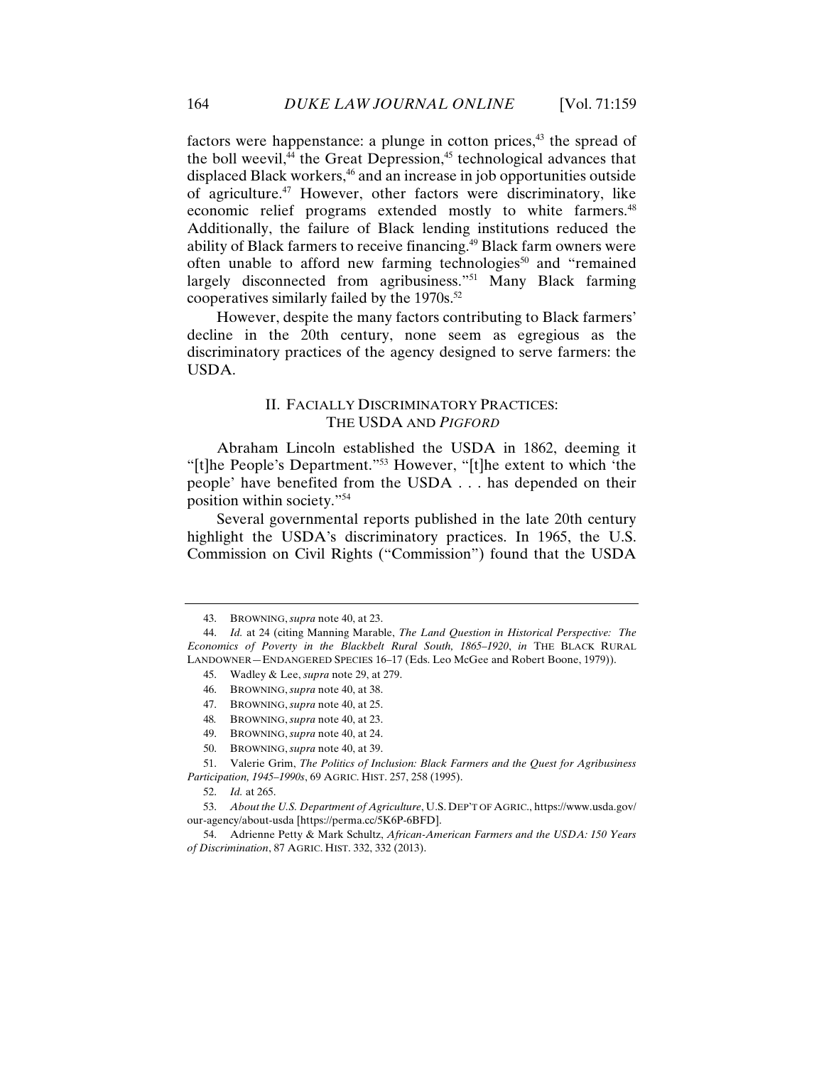factors were happenstance: a plunge in cotton prices,[43] the spread of the boll weevil,[44] the Great Depression,[45] technological advances that displaced Black workers,[46] and an increase in job opportunities outside of agriculture.[47] However, other factors were discriminatory, like economic relief programs extended mostly to white farmers.[48] Additionally, the failure of Black lending institutions reduced the ability of Black farmers to receive financing.[49] Black farm owners were often unable to afford new farming technologies[50] and "remained largely disconnected from agribusiness."[51] Many Black farming cooperatives similarly failed by the 1970s.[52]

However, despite the many factors contributing to Black farmers' decline in the 20th century, none seem as egregious as the discriminatory practices of the agency designed to serve farmers: the USDA.

## II. FACIALLY DISCRIMINATORY PRACTICES: THE USDA AND *PIGFORD*

Abraham Lincoln established the USDA in 1862, deeming it "[t]he People's Department."[53] However, "[t]he extent to which 'the people' have benefited from the USDA . . . has depended on their position within society."[54]

Several governmental reports published in the late 20th century highlight the USDA's discriminatory practices. In 1965, the U.S. Commission on Civil Rights ("Commission") found that the USDA

---

43. BROWNING, *supra* note 40, at 23.

44. *Id.* at 24 (citing Manning Marable, *The Land Question in Historical Perspective: The Economics of Poverty in the Blackbelt Rural South, 1865–1920*, *in* THE BLACK RURAL LANDOWNER—ENDANGERED SPECIES 16–17 (Eds. Leo McGee and Robert Boone, 1979)).

45. Wadley & Lee, *supra* note 29, at 279.

46. BROWNING, *supra* note 40, at 38.

47. BROWNING, *supra* note 40, at 25.

48. BROWNING, *supra* note 40, at 23.

49. BROWNING, *supra* note 40, at 24.

50. BROWNING, *supra* note 40, at 39.

51. Valerie Grim, *The Politics of Inclusion: Black Farmers and the Quest for Agribusiness Participation, 1945–1990s*, 69 AGRIC. HIST. 257, 258 (1995).

52. *Id.* at 265.

53. *About the U.S. Department of Agriculture*, U.S. DEP'T OF AGRIC., https://www.usda.gov/our-agency/about-usda [https://perma.cc/5K6P-6BFD].

54. Adrienne Petty & Mark Schultz, *African-American Farmers and the USDA: 150 Years of Discrimination*, 87 AGRIC. HIST. 332, 332 (2013).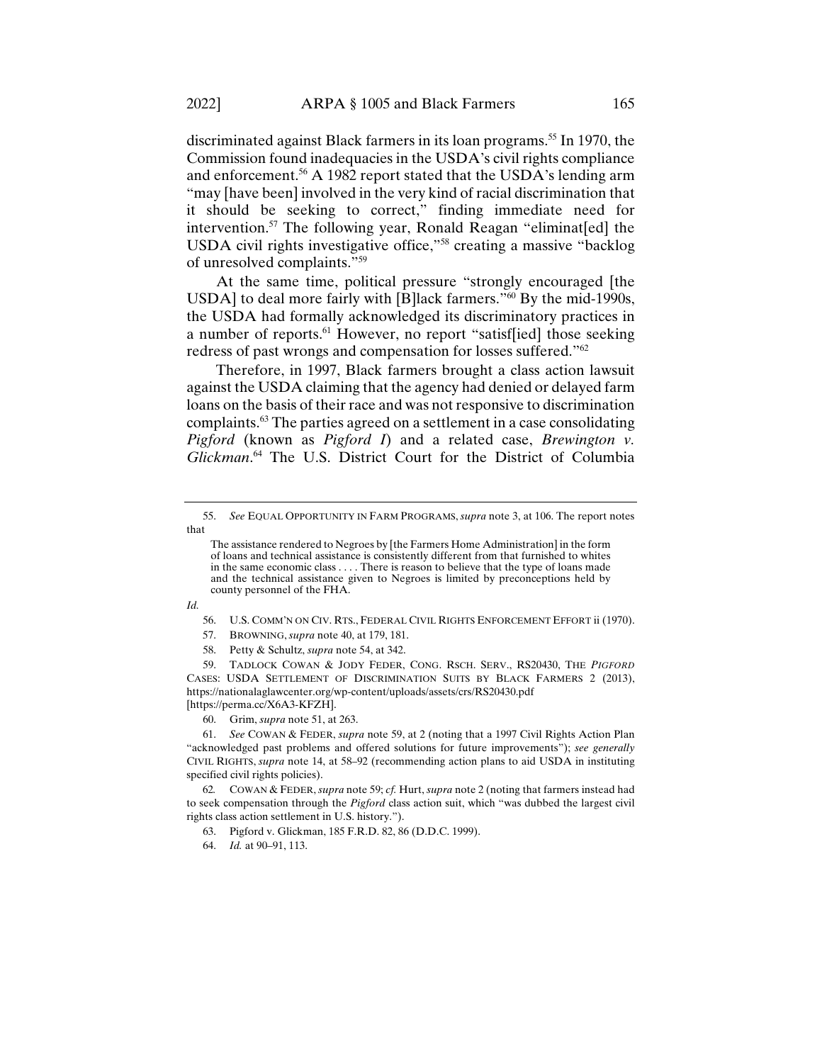discriminated against Black farmers in its loan programs.[55] In 1970, the Commission found inadequacies in the USDA's civil rights compliance and enforcement.[56] A 1982 report stated that the USDA's lending arm "may [have been] involved in the very kind of racial discrimination that it should be seeking to correct," finding immediate need for intervention.[57] The following year, Ronald Reagan "eliminat[ed] the USDA civil rights investigative office,"[58] creating a massive "backlog of unresolved complaints."[59]

At the same time, political pressure "strongly encouraged [the USDA] to deal more fairly with [B]lack farmers."[60] By the mid-1990s, the USDA had formally acknowledged its discriminatory practices in a number of reports.[61] However, no report "satisf[ied] those seeking redress of past wrongs and compensation for losses suffered."[62]

Therefore, in 1997, Black farmers brought a class action lawsuit against the USDA claiming that the agency had denied or delayed farm loans on the basis of their race and was not responsive to discrimination complaints.[63] The parties agreed on a settlement in a case consolidating *Pigford* (known as *Pigford I*) and a related case, *Brewington v. Glickman*.[64] The U.S. District Court for the District of Columbia

---

55. *See* EQUAL OPPORTUNITY IN FARM PROGRAMS, *supra* note 3, at 106. The report notes that

> The assistance rendered to Negroes by [the Farmers Home Administration] in the form of loans and technical assistance is consistently different from that furnished to whites in the same economic class . . . . There is reason to believe that the type of loans made and the technical assistance given to Negroes is limited by preconceptions held by county personnel of the FHA.

*Id.*

56. U.S. COMM'N ON CIV. RTS., FEDERAL CIVIL RIGHTS ENFORCEMENT EFFORT ii (1970).

57. BROWNING, *supra* note 40, at 179, 181.

58. Petty & Schultz, *supra* note 54, at 342.

59. TADLOCK COWAN & JODY FEDER, CONG. RSCH. SERV., RS20430, THE *PIGFORD* CASES: USDA SETTLEMENT OF DISCRIMINATION SUITS BY BLACK FARMERS 2 (2013), https://nationalaglawcenter.org/wp-content/uploads/assets/crs/RS20430.pdf [https://perma.cc/X6A3-KFZH].

60. Grim, *supra* note 51, at 263.

61. *See* COWAN & FEDER, *supra* note 59, at 2 (noting that a 1997 Civil Rights Action Plan "acknowledged past problems and offered solutions for future improvements"); *see generally* CIVIL RIGHTS, *supra* note 14, at 58–92 (recommending action plans to aid USDA in instituting specified civil rights policies).

62. COWAN & FEDER, *supra* note 59; *cf.* Hurt, *supra* note 2 (noting that farmers instead had to seek compensation through the *Pigford* class action suit, which "was dubbed the largest civil rights class action settlement in U.S. history.").

63. Pigford v. Glickman, 185 F.R.D. 82, 86 (D.D.C. 1999).

64. *Id.* at 90–91, 113.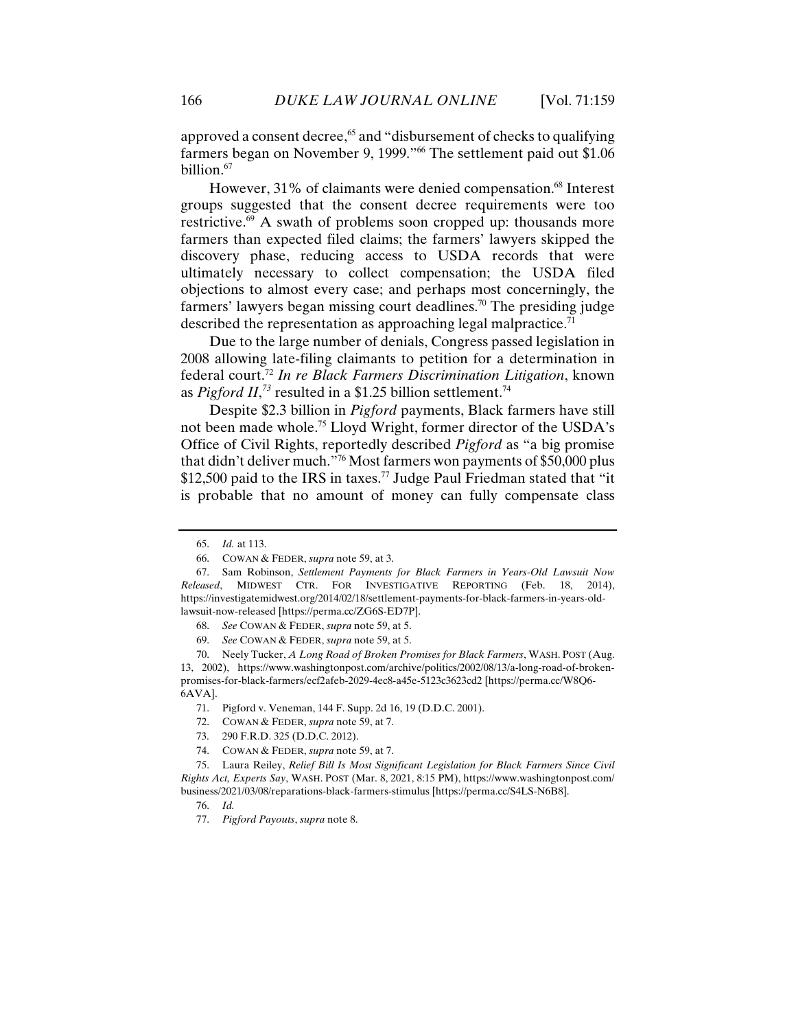approved a consent decree,[65] and "disbursement of checks to qualifying farmers began on November 9, 1999."[66] The settlement paid out $1.06 billion.[67]

However, 31% of claimants were denied compensation.[68] Interest groups suggested that the consent decree requirements were too restrictive.[69] A swath of problems soon cropped up: thousands more farmers than expected filed claims; the farmers' lawyers skipped the discovery phase, reducing access to USDA records that were ultimately necessary to collect compensation; the USDA filed objections to almost every case; and perhaps most concerningly, the farmers' lawyers began missing court deadlines.[70] The presiding judge described the representation as approaching legal malpractice.[71]

Due to the large number of denials, Congress passed legislation in 2008 allowing late-filing claimants to petition for a determination in federal court.[72] *In re Black Farmers Discrimination Litigation*, known as *Pigford II*,[73] resulted in a $1.25 billion settlement.[74]

Despite $2.3 billion in *Pigford* payments, Black farmers have still not been made whole.[75] Lloyd Wright, former director of the USDA's Office of Civil Rights, reportedly described *Pigford* as "a big promise that didn't deliver much."[76] Most farmers won payments of $50,000 plus $12,500 paid to the IRS in taxes.[77] Judge Paul Friedman stated that "it is probable that no amount of money can fully compensate class

---

65. *Id.* at 113.

66. COWAN & FEDER, *supra* note 59, at 3.

67. Sam Robinson, *Settlement Payments for Black Farmers in Years-Old Lawsuit Now Released*, MIDWEST CTR. FOR INVESTIGATIVE REPORTING (Feb. 18, 2014), https://investigatemidwest.org/2014/02/18/settlement-payments-for-black-farmers-in-years-old-lawsuit-now-released [https://perma.cc/ZG6S-ED7P].

68. *See* COWAN & FEDER, *supra* note 59, at 5.

69. *See* COWAN & FEDER, *supra* note 59, at 5.

70. Neely Tucker, *A Long Road of Broken Promises for Black Farmers*, WASH. POST (Aug. 13, 2002), https://www.washingtonpost.com/archive/politics/2002/08/13/a-long-road-of-broken-promises-for-black-farmers/ecf2afeb-2029-4ec8-a45e-5123c3623cd2 [https://perma.cc/W8Q6-6AVA].

71. Pigford v. Veneman, 144 F. Supp. 2d 16, 19 (D.D.C. 2001).

72. COWAN & FEDER, *supra* note 59, at 7.

73. 290 F.R.D. 325 (D.D.C. 2012).

74. COWAN & FEDER, *supra* note 59, at 7.

75. Laura Reiley, *Relief Bill Is Most Significant Legislation for Black Farmers Since Civil Rights Act, Experts Say*, WASH. POST (Mar. 8, 2021, 8:15 PM), https://www.washingtonpost.com/business/2021/03/08/reparations-black-farmers-stimulus [https://perma.cc/S4LS-N6B8].

76. *Id.*

77. *Pigford Payouts*, *supra* note 8.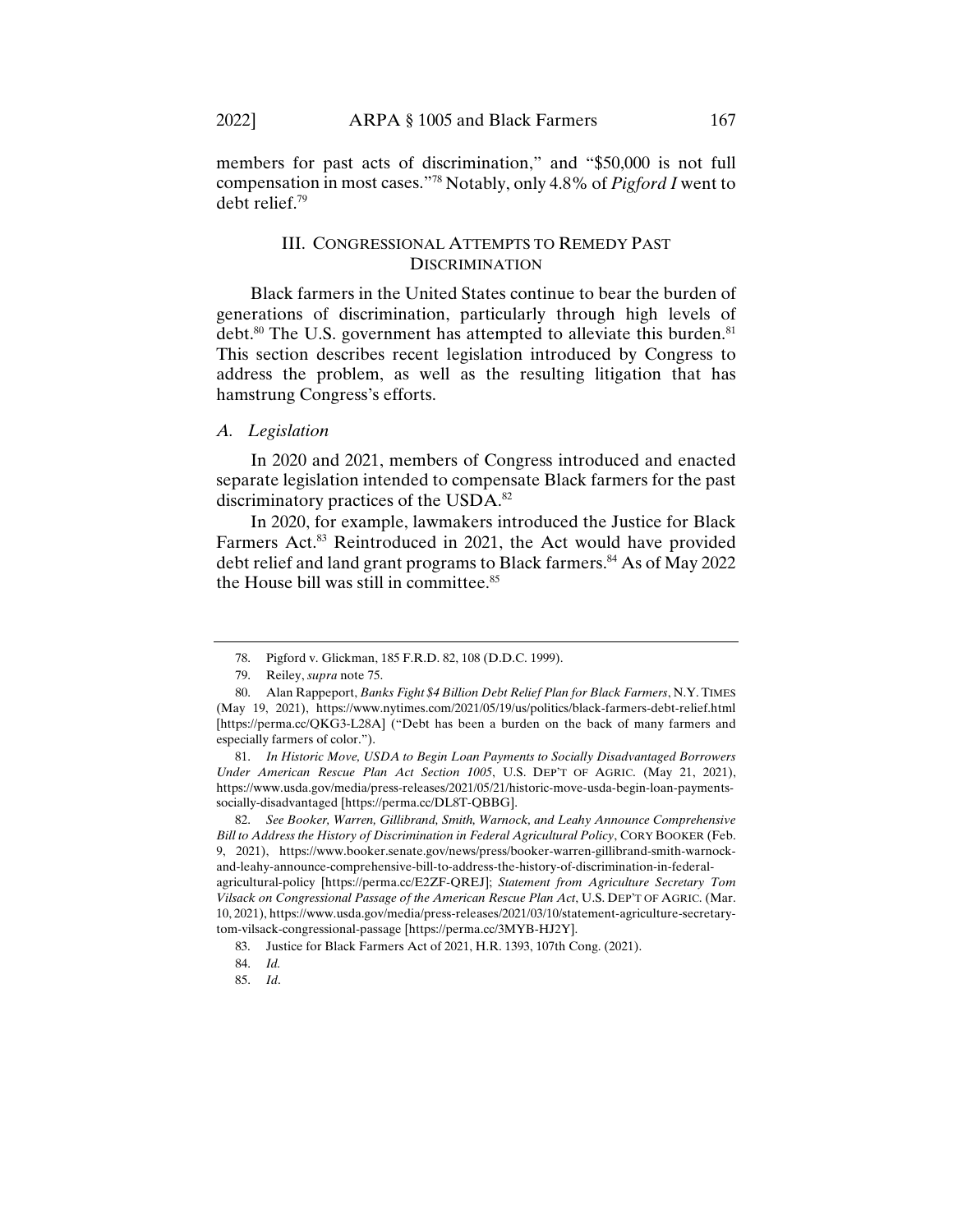members for past acts of discrimination," and "$50,000 is not full compensation in most cases."[78] Notably, only 4.8% of *Pigford I* went to debt relief.[79]

## III. CONGRESSIONAL ATTEMPTS TO REMEDY PAST DISCRIMINATION

Black farmers in the United States continue to bear the burden of generations of discrimination, particularly through high levels of debt.[80] The U.S. government has attempted to alleviate this burden.[81] This section describes recent legislation introduced by Congress to address the problem, as well as the resulting litigation that has hamstrung Congress's efforts.

### *A. Legislation*

In 2020 and 2021, members of Congress introduced and enacted separate legislation intended to compensate Black farmers for the past discriminatory practices of the USDA.[82]

In 2020, for example, lawmakers introduced the Justice for Black Farmers Act.[83] Reintroduced in 2021, the Act would have provided debt relief and land grant programs to Black farmers.[84] As of May 2022 the House bill was still in committee.[85]

---

78. Pigford v. Glickman, 185 F.R.D. 82, 108 (D.D.C. 1999).

79. Reiley, *supra* note 75.

80. Alan Rappeport, *Banks Fight $4 Billion Debt Relief Plan for Black Farmers*, N.Y. TIMES (May 19, 2021), https://www.nytimes.com/2021/05/19/us/politics/black-farmers-debt-relief.html [https://perma.cc/QKG3-L28A] ("Debt has been a burden on the back of many farmers and especially farmers of color.").

81. *In Historic Move, USDA to Begin Loan Payments to Socially Disadvantaged Borrowers Under American Rescue Plan Act Section 1005*, U.S. DEP'T OF AGRIC. (May 21, 2021), https://www.usda.gov/media/press-releases/2021/05/21/historic-move-usda-begin-loan-payments-socially-disadvantaged [https://perma.cc/DL8T-QBBG].

82. *See Booker, Warren, Gillibrand, Smith, Warnock, and Leahy Announce Comprehensive Bill to Address the History of Discrimination in Federal Agricultural Policy*, CORY BOOKER (Feb. 9, 2021), https://www.booker.senate.gov/news/press/booker-warren-gillibrand-smith-warnock-and-leahy-announce-comprehensive-bill-to-address-the-history-of-discrimination-in-federal-agricultural-policy [https://perma.cc/E2ZF-QREJ]; *Statement from Agriculture Secretary Tom Vilsack on Congressional Passage of the American Rescue Plan Act*, U.S. DEP'T OF AGRIC. (Mar. 10, 2021), https://www.usda.gov/media/press-releases/2021/03/10/statement-agriculture-secretary-tom-vilsack-congressional-passage [https://perma.cc/3MYB-HJ2Y].

83. Justice for Black Farmers Act of 2021, H.R. 1393, 107th Cong. (2021).

84. *Id.*

85. *Id*.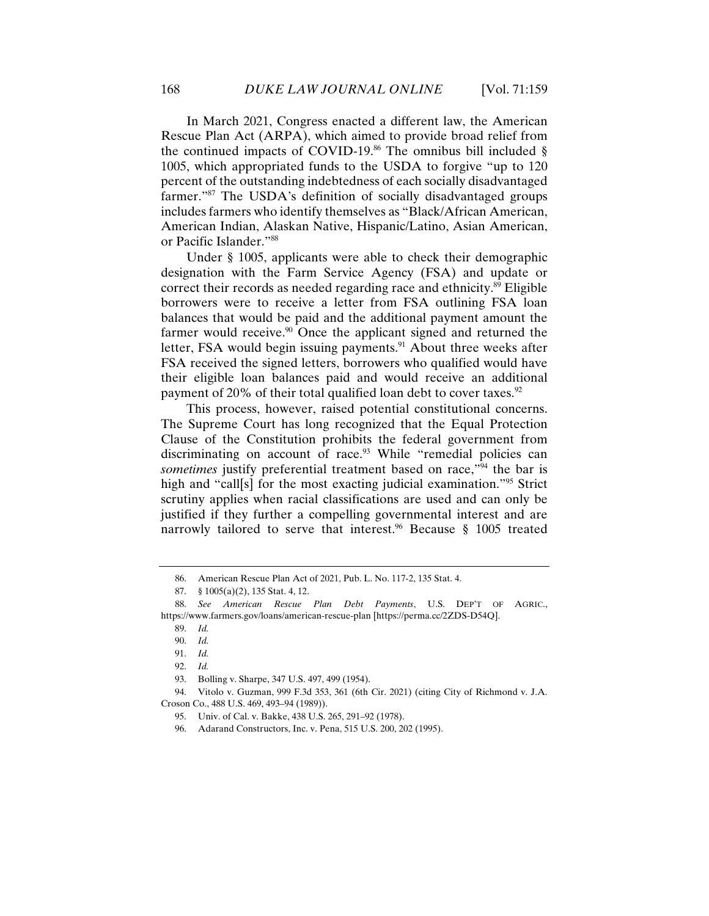In March 2021, Congress enacted a different law, the American Rescue Plan Act (ARPA), which aimed to provide broad relief from the continued impacts of COVID-19.[86] The omnibus bill included § 1005, which appropriated funds to the USDA to forgive "up to 120 percent of the outstanding indebtedness of each socially disadvantaged farmer."[87] The USDA's definition of socially disadvantaged groups includes farmers who identify themselves as "Black/African American, American Indian, Alaskan Native, Hispanic/Latino, Asian American, or Pacific Islander."[88]

Under § 1005, applicants were able to check their demographic designation with the Farm Service Agency (FSA) and update or correct their records as needed regarding race and ethnicity.[89] Eligible borrowers were to receive a letter from FSA outlining FSA loan balances that would be paid and the additional payment amount the farmer would receive.[90] Once the applicant signed and returned the letter, FSA would begin issuing payments.[91] About three weeks after FSA received the signed letters, borrowers who qualified would have their eligible loan balances paid and would receive an additional payment of 20% of their total qualified loan debt to cover taxes.[92]

This process, however, raised potential constitutional concerns. The Supreme Court has long recognized that the Equal Protection Clause of the Constitution prohibits the federal government from discriminating on account of race.[93] While "remedial policies can *sometimes* justify preferential treatment based on race,"[94] the bar is high and "call[s] for the most exacting judicial examination."[95] Strict scrutiny applies when racial classifications are used and can only be justified if they further a compelling governmental interest and are narrowly tailored to serve that interest.[96] Because § 1005 treated

---

86. American Rescue Plan Act of 2021, Pub. L. No. 117-2, 135 Stat. 4.

87. § 1005(a)(2), 135 Stat. 4, 12.

88. *See American Rescue Plan Debt Payments*, U.S. DEP'T OF AGRIC., https://www.farmers.gov/loans/american-rescue-plan [https://perma.cc/2ZDS-D54Q].

89. *Id.*

90. *Id.*

91. *Id.*

92. *Id.*

93. Bolling v. Sharpe, 347 U.S. 497, 499 (1954).

94. Vitolo v. Guzman, 999 F.3d 353, 361 (6th Cir. 2021) (citing City of Richmond v. J.A. Croson Co., 488 U.S. 469, 493–94 (1989)).

95. Univ. of Cal. v. Bakke, 438 U.S. 265, 291–92 (1978).

96. Adarand Constructors, Inc. v. Pena, 515 U.S. 200, 202 (1995).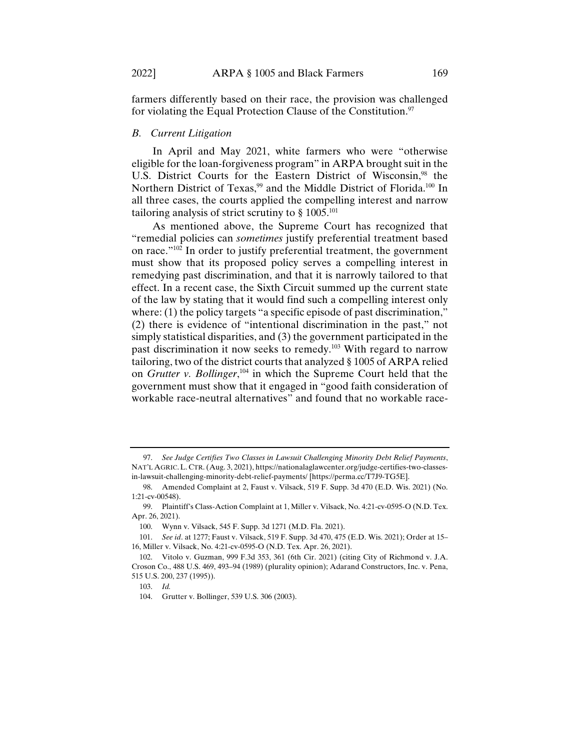farmers differently based on their race, the provision was challenged for violating the Equal Protection Clause of the Constitution.[97]

### *B. Current Litigation*

In April and May 2021, white farmers who were "otherwise eligible for the loan-forgiveness program" in ARPA brought suit in the U.S. District Courts for the Eastern District of Wisconsin,[98] the Northern District of Texas,[99] and the Middle District of Florida.[100] In all three cases, the courts applied the compelling interest and narrow tailoring analysis of strict scrutiny to § 1005.[101]

As mentioned above, the Supreme Court has recognized that "remedial policies can *sometimes* justify preferential treatment based on race."[102] In order to justify preferential treatment, the government must show that its proposed policy serves a compelling interest in remedying past discrimination, and that it is narrowly tailored to that effect. In a recent case, the Sixth Circuit summed up the current state of the law by stating that it would find such a compelling interest only where: (1) the policy targets "a specific episode of past discrimination," (2) there is evidence of "intentional discrimination in the past," not simply statistical disparities, and (3) the government participated in the past discrimination it now seeks to remedy.[103] With regard to narrow tailoring, two of the district courts that analyzed § 1005 of ARPA relied on *Grutter v. Bollinger*,[104] in which the Supreme Court held that the government must show that it engaged in "good faith consideration of workable race-neutral alternatives" and found that no workable race-

---

97. *See Judge Certifies Two Classes in Lawsuit Challenging Minority Debt Relief Payments*, NAT'L AGRIC. L. CTR. (Aug. 3, 2021), https://nationalaglawcenter.org/judge-certifies-two-classes-in-lawsuit-challenging-minority-debt-relief-payments/ [https://perma.cc/T7J9-TG5E].

98. Amended Complaint at 2, Faust v. Vilsack, 519 F. Supp. 3d 470 (E.D. Wis. 2021) (No. 1:21-cv-00548).

99. Plaintiff's Class-Action Complaint at 1, Miller v. Vilsack, No. 4:21-cv-0595-O (N.D. Tex. Apr. 26, 2021).

100. Wynn v. Vilsack, 545 F. Supp. 3d 1271 (M.D. Fla. 2021).

101. *See id*. at 1277; Faust v. Vilsack, 519 F. Supp. 3d 470, 475 (E.D. Wis. 2021); Order at 15–16, Miller v. Vilsack, No. 4:21-cv-0595-O (N.D. Tex. Apr. 26, 2021).

102. Vitolo v. Guzman, 999 F.3d 353, 361 (6th Cir. 2021) (citing City of Richmond v. J.A. Croson Co., 488 U.S. 469, 493–94 (1989) (plurality opinion); Adarand Constructors, Inc. v. Pena, 515 U.S. 200, 237 (1995)).

103. *Id.*

104. Grutter v. Bollinger, 539 U.S. 306 (2003).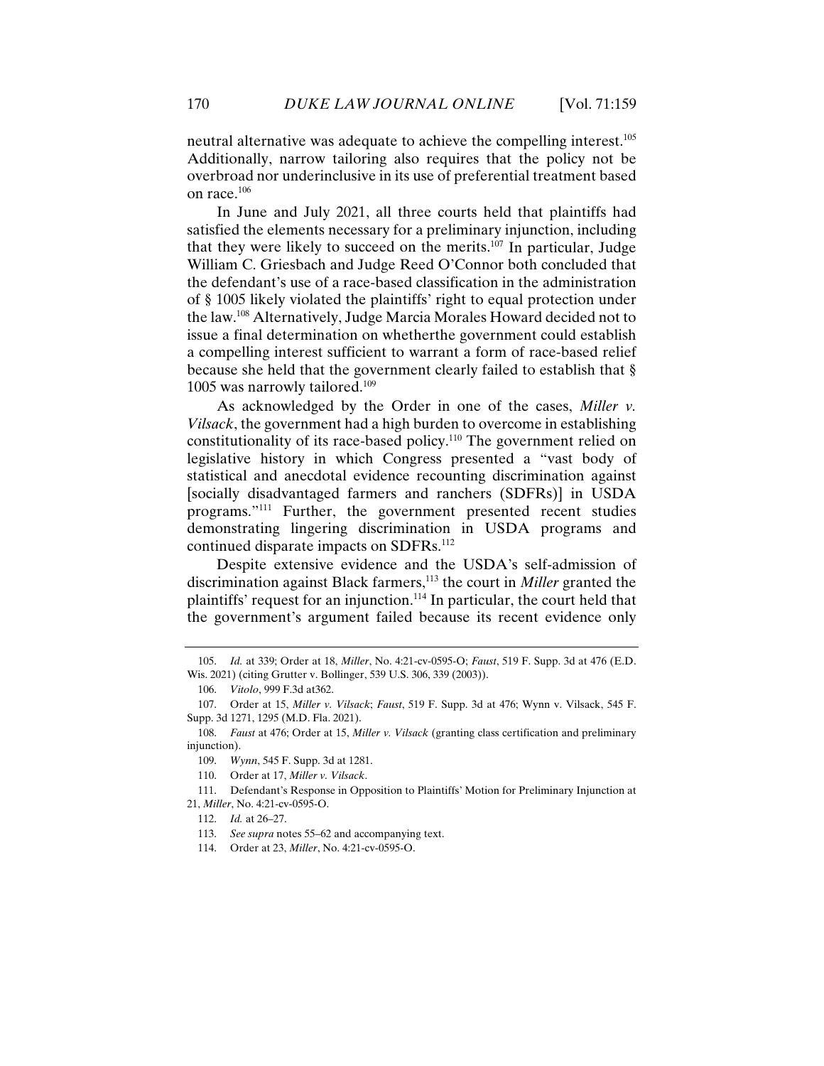neutral alternative was adequate to achieve the compelling interest.[105] Additionally, narrow tailoring also requires that the policy not be overbroad nor underinclusive in its use of preferential treatment based on race.[106]

In June and July 2021, all three courts held that plaintiffs had satisfied the elements necessary for a preliminary injunction, including that they were likely to succeed on the merits.[107] In particular, Judge William C. Griesbach and Judge Reed O'Connor both concluded that the defendant's use of a race-based classification in the administration of § 1005 likely violated the plaintiffs' right to equal protection under the law.[108] Alternatively, Judge Marcia Morales Howard decided not to issue a final determination on whetherthe government could establish a compelling interest sufficient to warrant a form of race-based relief because she held that the government clearly failed to establish that § 1005 was narrowly tailored.[109]

As acknowledged by the Order in one of the cases, *Miller v. Vilsack*, the government had a high burden to overcome in establishing constitutionality of its race-based policy.[110] The government relied on legislative history in which Congress presented a "vast body of statistical and anecdotal evidence recounting discrimination against [socially disadvantaged farmers and ranchers (SDFRs)] in USDA programs."[111] Further, the government presented recent studies demonstrating lingering discrimination in USDA programs and continued disparate impacts on SDFRs.[112]

Despite extensive evidence and the USDA's self-admission of discrimination against Black farmers,[113] the court in *Miller* granted the plaintiffs' request for an injunction.[114] In particular, the court held that the government's argument failed because its recent evidence only

---

105. *Id.* at 339; Order at 18, *Miller*, No. 4:21-cv-0595-O; *Faust*, 519 F. Supp. 3d at 476 (E.D. Wis. 2021) (citing Grutter v. Bollinger, 539 U.S. 306, 339 (2003)).

106. *Vitolo*, 999 F.3d at362.

107. Order at 15, *Miller v. Vilsack*; *Faust*, 519 F. Supp. 3d at 476; Wynn v. Vilsack, 545 F. Supp. 3d 1271, 1295 (M.D. Fla. 2021).

108. *Faust* at 476; Order at 15, *Miller v. Vilsack* (granting class certification and preliminary injunction).

109. *Wynn*, 545 F. Supp. 3d at 1281.

110. Order at 17, *Miller v. Vilsack*.

111. Defendant's Response in Opposition to Plaintiffs' Motion for Preliminary Injunction at 21, *Miller*, No. 4:21-cv-0595-O.

112. *Id.* at 26–27.

113. *See supra* notes 55–62 and accompanying text.

114. Order at 23, *Miller*, No. 4:21-cv-0595-O.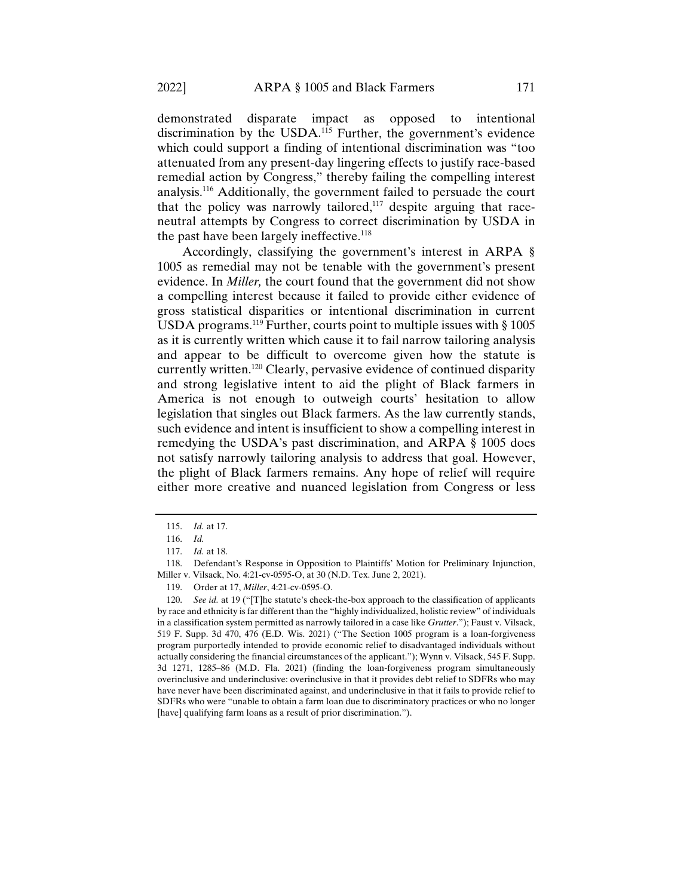demonstrated disparate impact as opposed to intentional discrimination by the USDA.[115] Further, the government's evidence which could support a finding of intentional discrimination was "too attenuated from any present-day lingering effects to justify race-based remedial action by Congress," thereby failing the compelling interest analysis.[116] Additionally, the government failed to persuade the court that the policy was narrowly tailored,[117] despite arguing that race-neutral attempts by Congress to correct discrimination by USDA in the past have been largely ineffective.[118]

Accordingly, classifying the government's interest in ARPA § 1005 as remedial may not be tenable with the government's present evidence. In *Miller,* the court found that the government did not show a compelling interest because it failed to provide either evidence of gross statistical disparities or intentional discrimination in current USDA programs.[119] Further, courts point to multiple issues with § 1005 as it is currently written which cause it to fail narrow tailoring analysis and appear to be difficult to overcome given how the statute is currently written.[120] Clearly, pervasive evidence of continued disparity and strong legislative intent to aid the plight of Black farmers in America is not enough to outweigh courts' hesitation to allow legislation that singles out Black farmers. As the law currently stands, such evidence and intent is insufficient to show a compelling interest in remedying the USDA's past discrimination, and ARPA § 1005 does not satisfy narrowly tailoring analysis to address that goal. However, the plight of Black farmers remains. Any hope of relief will require either more creative and nuanced legislation from Congress or less

---

115. *Id.* at 17.

116. *Id.*

117. *Id.* at 18.

118. Defendant's Response in Opposition to Plaintiffs' Motion for Preliminary Injunction, Miller v. Vilsack, No. 4:21-cv-0595-O, at 30 (N.D. Tex. June 2, 2021).

119. Order at 17, *Miller*, 4:21-cv-0595-O.

120. *See id.* at 19 ("[T]he statute's check-the-box approach to the classification of applicants by race and ethnicity is far different than the "highly individualized, holistic review" of individuals in a classification system permitted as narrowly tailored in a case like *Grutter*."); Faust v. Vilsack, 519 F. Supp. 3d 470, 476 (E.D. Wis. 2021) ("The Section 1005 program is a loan-forgiveness program purportedly intended to provide economic relief to disadvantaged individuals without actually considering the financial circumstances of the applicant."); Wynn v. Vilsack, 545 F. Supp. 3d 1271, 1285–86 (M.D. Fla. 2021) (finding the loan-forgiveness program simultaneously overinclusive and underinclusive: overinclusive in that it provides debt relief to SDFRs who may have never have been discriminated against, and underinclusive in that it fails to provide relief to SDFRs who were "unable to obtain a farm loan due to discriminatory practices or who no longer [have] qualifying farm loans as a result of prior discrimination.").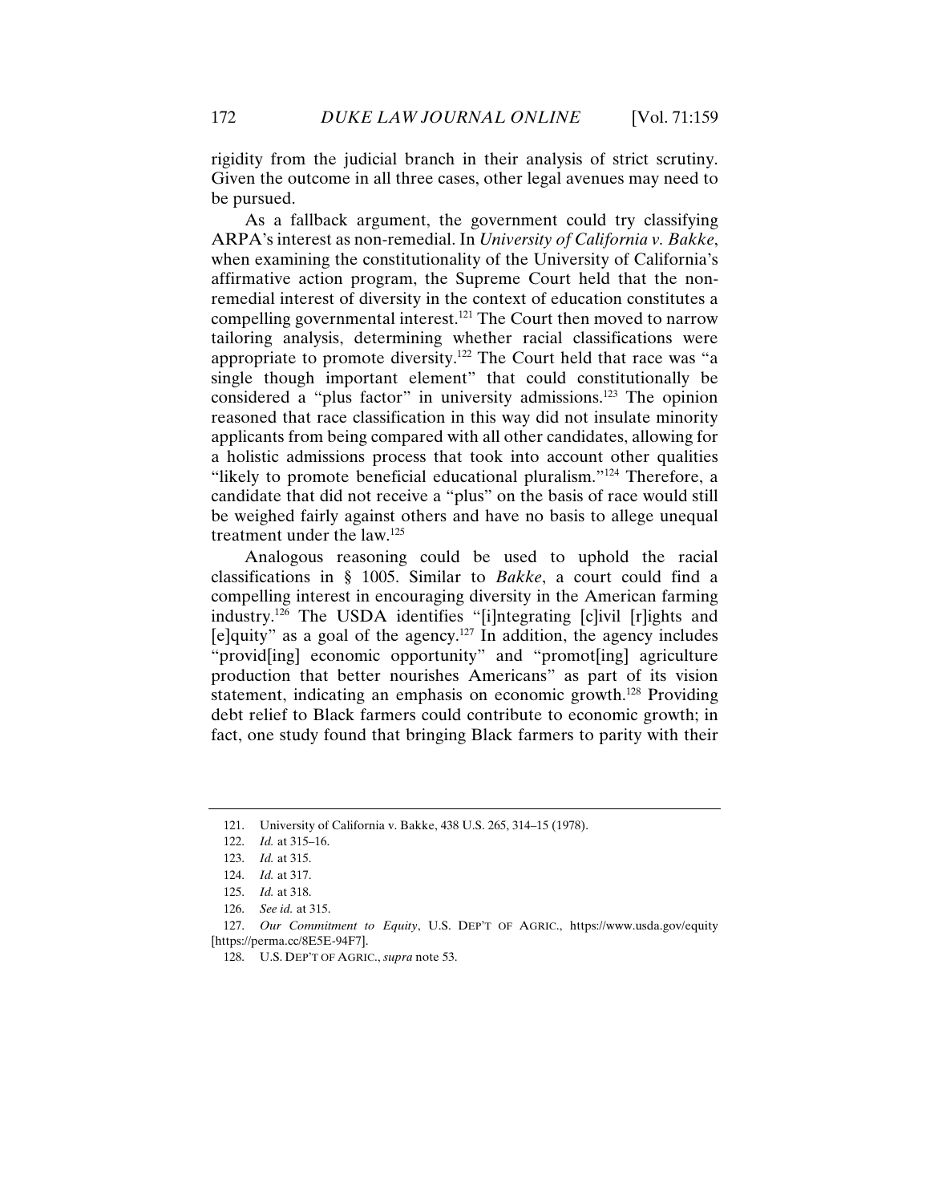rigidity from the judicial branch in their analysis of strict scrutiny. Given the outcome in all three cases, other legal avenues may need to be pursued.

As a fallback argument, the government could try classifying ARPA's interest as non-remedial. In *University of California v. Bakke*, when examining the constitutionality of the University of California's affirmative action program, the Supreme Court held that the non-remedial interest of diversity in the context of education constitutes a compelling governmental interest.[121] The Court then moved to narrow tailoring analysis, determining whether racial classifications were appropriate to promote diversity.[122] The Court held that race was "a single though important element" that could constitutionally be considered a "plus factor" in university admissions.[123] The opinion reasoned that race classification in this way did not insulate minority applicants from being compared with all other candidates, allowing for a holistic admissions process that took into account other qualities "likely to promote beneficial educational pluralism."[124] Therefore, a candidate that did not receive a "plus" on the basis of race would still be weighed fairly against others and have no basis to allege unequal treatment under the law.[125]

Analogous reasoning could be used to uphold the racial classifications in § 1005. Similar to *Bakke*, a court could find a compelling interest in encouraging diversity in the American farming industry.[126] The USDA identifies "[i]ntegrating [c]ivil [r]ights and [e]quity" as a goal of the agency.[127] In addition, the agency includes "provid[ing] economic opportunity" and "promot[ing] agriculture production that better nourishes Americans" as part of its vision statement, indicating an emphasis on economic growth.[128] Providing debt relief to Black farmers could contribute to economic growth; in fact, one study found that bringing Black farmers to parity with their

---

121. University of California v. Bakke, 438 U.S. 265, 314–15 (1978).

122. *Id.* at 315–16.

123. *Id.* at 315.

124. *Id.* at 317.

125. *Id.* at 318.

126. *See id.* at 315.

127. *Our Commitment to Equity*, U.S. DEP'T OF AGRIC., https://www.usda.gov/equity [https://perma.cc/8E5E-94F7].

128. U.S. DEP'T OF AGRIC., *supra* note 53.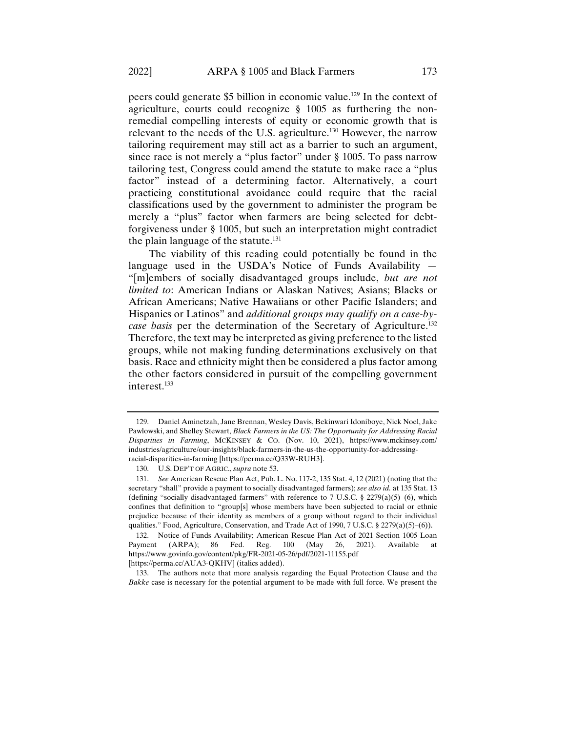peers could generate \$5 billion in economic value.[129] In the context of agriculture, courts could recognize § 1005 as furthering the non-remedial compelling interests of equity or economic growth that is relevant to the needs of the U.S. agriculture.[130] However, the narrow tailoring requirement may still act as a barrier to such an argument, since race is not merely a "plus factor" under § 1005. To pass narrow tailoring test, Congress could amend the statute to make race a "plus factor" instead of a determining factor. Alternatively, a court practicing constitutional avoidance could require that the racial classifications used by the government to administer the program be merely a "plus" factor when farmers are being selected for debt-forgiveness under § 1005, but such an interpretation might contradict the plain language of the statute.[131]

The viability of this reading could potentially be found in the language used in the USDA's Notice of Funds Availability — "[m]embers of socially disadvantaged groups include, *but are not limited to*: American Indians or Alaskan Natives; Asians; Blacks or African Americans; Native Hawaiians or other Pacific Islanders; and Hispanics or Latinos" and *additional groups may qualify on a case-by-case basis* per the determination of the Secretary of Agriculture.[132] Therefore, the text may be interpreted as giving preference to the listed groups, while not making funding determinations exclusively on that basis. Race and ethnicity might then be considered a plus factor among the other factors considered in pursuit of the compelling government interest.[133]

---

129. Daniel Aminetzah, Jane Brennan, Wesley Davis, Bekinwari Idoniboye, Nick Noel, Jake Pawlowski, and Shelley Stewart, *Black Farmers in the US: The Opportunity for Addressing Racial Disparities in Farming*, MCKINSEY & CO. (Nov. 10, 2021), https://www.mckinsey.com/industries/agriculture/our-insights/black-farmers-in-the-us-the-opportunity-for-addressing-racial-disparities-in-farming [https://perma.cc/Q33W-RUH3].

130. U.S. DEP'T OF AGRIC., *supra* note 53.

131. *See* American Rescue Plan Act, Pub. L. No. 117-2, 135 Stat. 4, 12 (2021) (noting that the secretary "shall" provide a payment to socially disadvantaged farmers); *see also id.* at 135 Stat. 13 (defining "socially disadvantaged farmers" with reference to 7 U.S.C. § 2279(a)(5)–(6), which confines that definition to "group[s] whose members have been subjected to racial or ethnic prejudice because of their identity as members of a group without regard to their individual qualities." Food, Agriculture, Conservation, and Trade Act of 1990, 7 U.S.C. § 2279(a)(5)–(6)).

132. Notice of Funds Availability; American Rescue Plan Act of 2021 Section 1005 Loan Payment (ARPA); 86 Fed. Reg. 100 (May 26, 2021). Available at https://www.govinfo.gov/content/pkg/FR-2021-05-26/pdf/2021-11155.pdf [https://perma.cc/AUA3-QKHV] (italics added).

133. The authors note that more analysis regarding the Equal Protection Clause and the *Bakke* case is necessary for the potential argument to be made with full force. We present the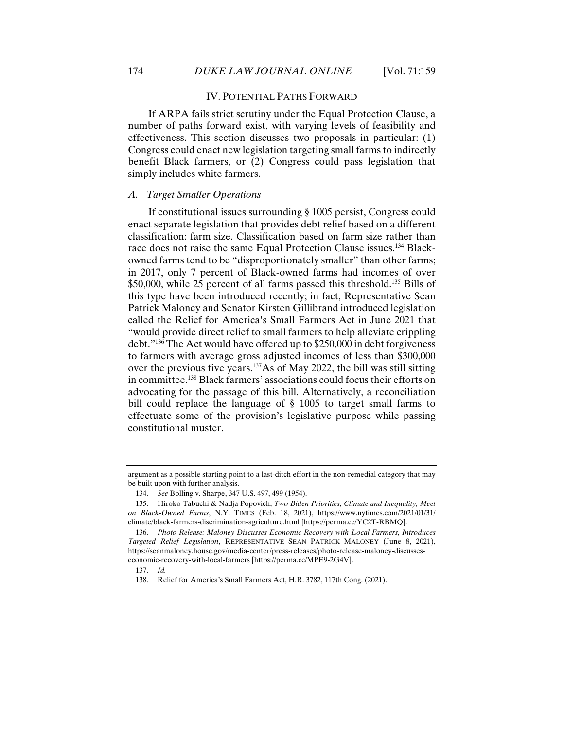## IV. POTENTIAL PATHS FORWARD

If ARPA fails strict scrutiny under the Equal Protection Clause, a number of paths forward exist, with varying levels of feasibility and effectiveness. This section discusses two proposals in particular: (1) Congress could enact new legislation targeting small farms to indirectly benefit Black farmers, or (2) Congress could pass legislation that simply includes white farmers.

### *A. Target Smaller Operations*

If constitutional issues surrounding § 1005 persist, Congress could enact separate legislation that provides debt relief based on a different classification: farm size. Classification based on farm size rather than race does not raise the same Equal Protection Clause issues.[134] Black-owned farms tend to be "disproportionately smaller" than other farms; in 2017, only 7 percent of Black-owned farms had incomes of over $50,000, while 25 percent of all farms passed this threshold.[135] Bills of this type have been introduced recently; in fact, Representative Sean Patrick Maloney and Senator Kirsten Gillibrand introduced legislation called the Relief for America's Small Farmers Act in June 2021 that "would provide direct relief to small farmers to help alleviate crippling debt."[136] The Act would have offered up to $250,000 in debt forgiveness to farmers with average gross adjusted incomes of less than $300,000 over the previous five years.[137] As of May 2022, the bill was still sitting in committee.[138] Black farmers' associations could focus their efforts on advocating for the passage of this bill. Alternatively, a reconciliation bill could replace the language of § 1005 to target small farms to effectuate some of the provision's legislative purpose while passing constitutional muster.

---

argument as a possible starting point to a last-ditch effort in the non-remedial category that may be built upon with further analysis.

134. *See* Bolling v. Sharpe, 347 U.S. 497, 499 (1954).

135. Hiroko Tabuchi & Nadja Popovich, *Two Biden Priorities, Climate and Inequality, Meet on Black-Owned Farms*, N.Y. TIMES (Feb. 18, 2021), https://www.nytimes.com/2021/01/31/climate/black-farmers-discrimination-agriculture.html [https://perma.cc/YC2T-RBMQ].

136. *Photo Release: Maloney Discusses Economic Recovery with Local Farmers, Introduces Targeted Relief Legislation*, REPRESENTATIVE SEAN PATRICK MALONEY (June 8, 2021), https://seanmaloney.house.gov/media-center/press-releases/photo-release-maloney-discusses-economic-recovery-with-local-farmers [https://perma.cc/MPE9-2G4V].

137. *Id.*

138. Relief for America's Small Farmers Act, H.R. 3782, 117th Cong. (2021).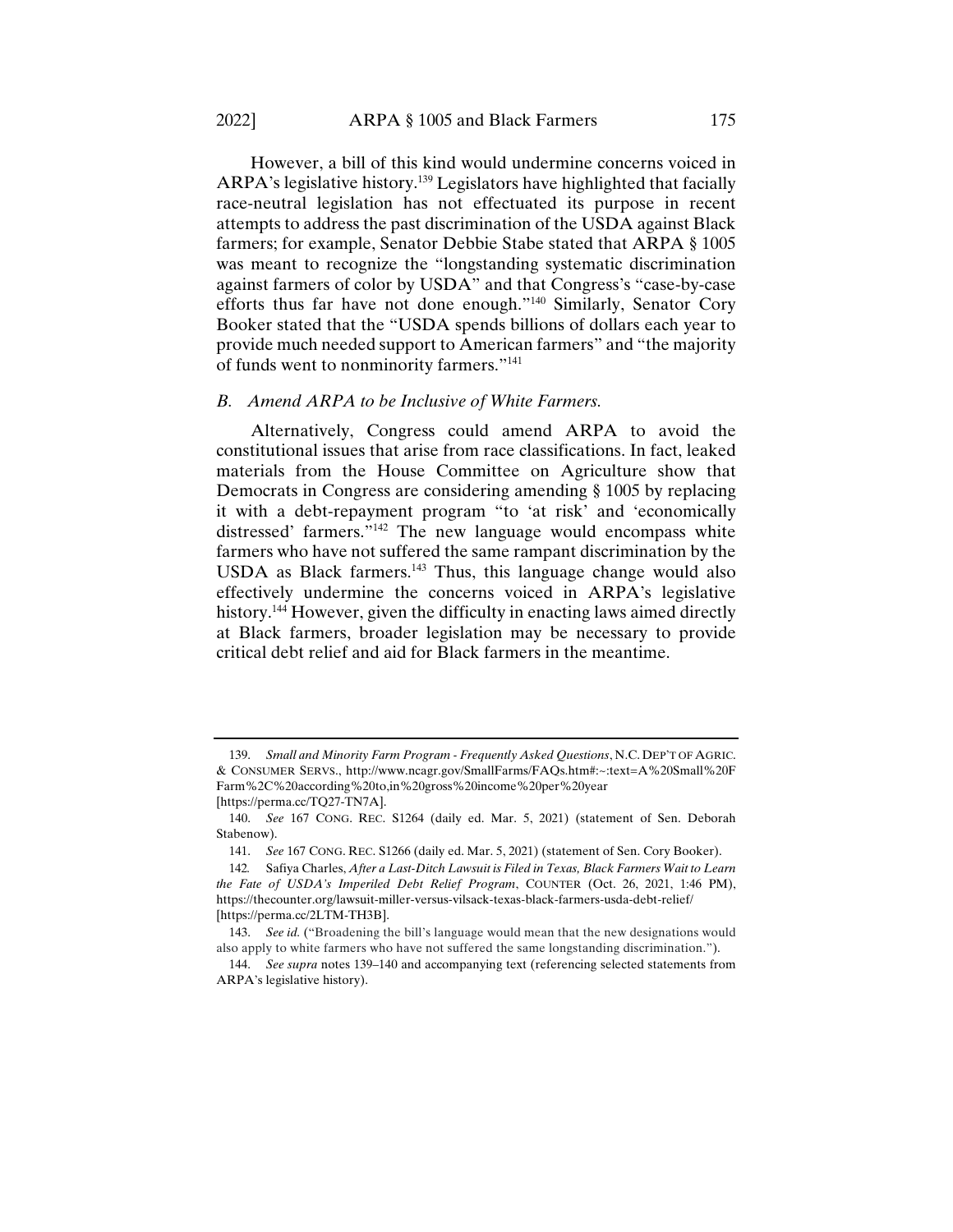However, a bill of this kind would undermine concerns voiced in ARPA's legislative history.[139] Legislators have highlighted that facially race-neutral legislation has not effectuated its purpose in recent attempts to address the past discrimination of the USDA against Black farmers; for example, Senator Debbie Stabe stated that ARPA § 1005 was meant to recognize the "longstanding systematic discrimination against farmers of color by USDA" and that Congress's "case-by-case efforts thus far have not done enough."[140] Similarly, Senator Cory Booker stated that the "USDA spends billions of dollars each year to provide much needed support to American farmers" and "the majority of funds went to nonminority farmers."[141]

### *B. Amend ARPA to be Inclusive of White Farmers.*

Alternatively, Congress could amend ARPA to avoid the constitutional issues that arise from race classifications. In fact, leaked materials from the House Committee on Agriculture show that Democrats in Congress are considering amending § 1005 by replacing it with a debt-repayment program "to 'at risk' and 'economically distressed' farmers."[142] The new language would encompass white farmers who have not suffered the same rampant discrimination by the USDA as Black farmers.[143] Thus, this language change would also effectively undermine the concerns voiced in ARPA's legislative history.[144] However, given the difficulty in enacting laws aimed directly at Black farmers, broader legislation may be necessary to provide critical debt relief and aid for Black farmers in the meantime.

---

139. *Small and Minority Farm Program - Frequently Asked Questions*, N.C. DEP'T OF AGRIC. & CONSUMER SERVS., http://www.ncagr.gov/SmallFarms/FAQs.htm#:~:text=A%20Small%20F Farm%2C%20according%20to,in%20gross%20income%20per%20year [https://perma.cc/TQ27-TN7A].

140. *See* 167 CONG. REC. S1264 (daily ed. Mar. 5, 2021) (statement of Sen. Deborah Stabenow).

141. *See* 167 CONG. REC. S1266 (daily ed. Mar. 5, 2021) (statement of Sen. Cory Booker).

142. Safiya Charles, *After a Last-Ditch Lawsuit is Filed in Texas, Black Farmers Wait to Learn the Fate of USDA's Imperiled Debt Relief Program*, COUNTER (Oct. 26, 2021, 1:46 PM), https://thecounter.org/lawsuit-miller-versus-vilsack-texas-black-farmers-usda-debt-relief/ [https://perma.cc/2LTM-TH3B].

143. *See id.* ("Broadening the bill's language would mean that the new designations would also apply to white farmers who have not suffered the same longstanding discrimination.").

144. *See supra* notes 139–140 and accompanying text (referencing selected statements from ARPA's legislative history).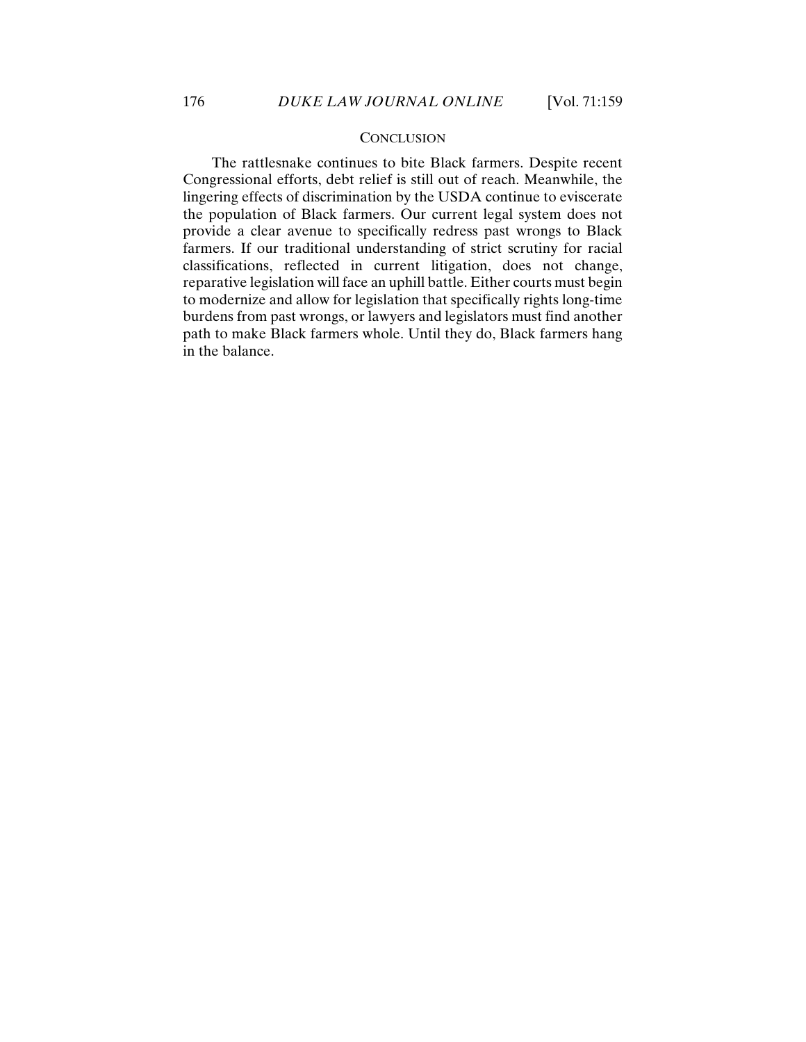## CONCLUSION

The rattlesnake continues to bite Black farmers. Despite recent Congressional efforts, debt relief is still out of reach. Meanwhile, the lingering effects of discrimination by the USDA continue to eviscerate the population of Black farmers. Our current legal system does not provide a clear avenue to specifically redress past wrongs to Black farmers. If our traditional understanding of strict scrutiny for racial classifications, reflected in current litigation, does not change, reparative legislation will face an uphill battle. Either courts must begin to modernize and allow for legislation that specifically rights long-time burdens from past wrongs, or lawyers and legislators must find another path to make Black farmers whole. Until they do, Black farmers hang in the balance.